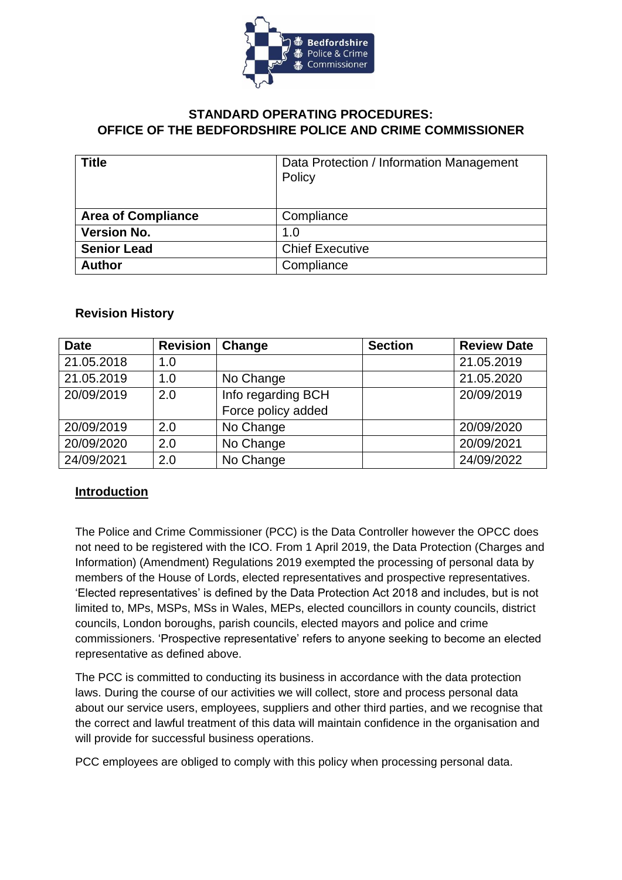**STANDARD OPERATING PROCEDURES:**
**OFFICE OF THE BEDFORDSHIRE POLICE AND CRIME COMMISSIONER**

| **Title** | Data Protection / Information Management Policy |
|---|---|
| **Area of Compliance** | Compliance |
| **Version No.** | 1.0 |
| **Senior Lead** | Chief Executive |
| **Author** | Compliance |

**Revision History**

| Date | Revision | Change | Section | Review Date |
|---|---|---|---|---|
| 21.05.2018 | 1.0 | | | 21.05.2019 |
| 21.05.2019 | 1.0 | No Change | | 21.05.2020 |
| 20/09/2019 | 2.0 | Info regarding BCH Force policy added | | 20/09/2019 |
| 20/09/2019 | 2.0 | No Change | | 20/09/2020 |
| 20/09/2020 | 2.0 | No Change | | 20/09/2021 |
| 24/09/2021 | 2.0 | No Change | | 24/09/2022 |

## Introduction

The Police and Crime Commissioner (PCC) is the Data Controller however the OPCC does not need to be registered with the ICO. From 1 April 2019, the Data Protection (Charges and Information) (Amendment) Regulations 2019 exempted the processing of personal data by members of the House of Lords, elected representatives and prospective representatives. 'Elected representatives' is defined by the Data Protection Act 2018 and includes, but is not limited to, MPs, MSPs, MSs in Wales, MEPs, elected councillors in county councils, district councils, London boroughs, parish councils, elected mayors and police and crime commissioners. 'Prospective representative' refers to anyone seeking to become an elected representative as defined above.

The PCC is committed to conducting its business in accordance with the data protection laws. During the course of our activities we will collect, store and process personal data about our service users, employees, suppliers and other third parties, and we recognise that the correct and lawful treatment of this data will maintain confidence in the organisation and will provide for successful business operations.

PCC employees are obliged to comply with this policy when processing personal data.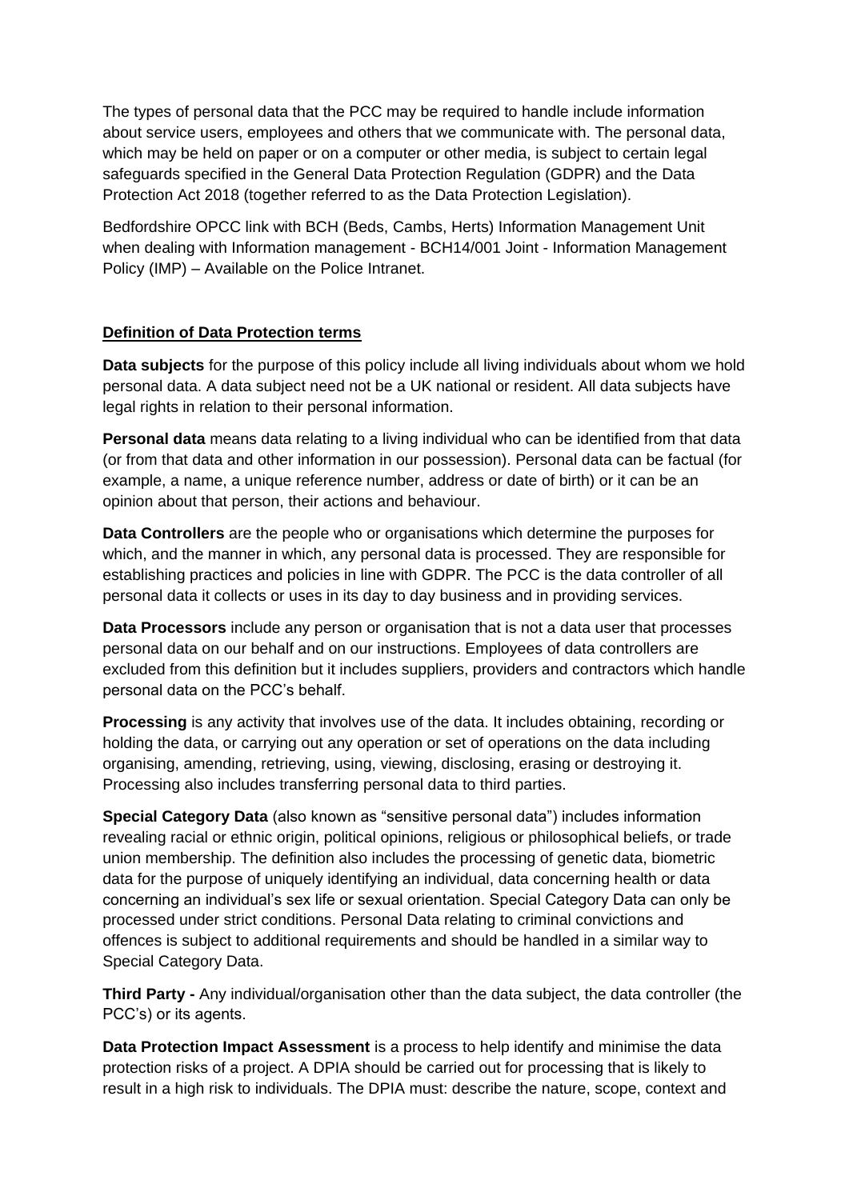The types of personal data that the PCC may be required to handle include information about service users, employees and others that we communicate with. The personal data, which may be held on paper or on a computer or other media, is subject to certain legal safeguards specified in the General Data Protection Regulation (GDPR) and the Data Protection Act 2018 (together referred to as the Data Protection Legislation).

Bedfordshire OPCC link with BCH (Beds, Cambs, Herts) Information Management Unit when dealing with Information management - BCH14/001 Joint - Information Management Policy (IMP) – Available on the Police Intranet.

## Definition of Data Protection terms

**Data subjects** for the purpose of this policy include all living individuals about whom we hold personal data. A data subject need not be a UK national or resident. All data subjects have legal rights in relation to their personal information.

**Personal data** means data relating to a living individual who can be identified from that data (or from that data and other information in our possession). Personal data can be factual (for example, a name, a unique reference number, address or date of birth) or it can be an opinion about that person, their actions and behaviour.

**Data Controllers** are the people who or organisations which determine the purposes for which, and the manner in which, any personal data is processed. They are responsible for establishing practices and policies in line with GDPR. The PCC is the data controller of all personal data it collects or uses in its day to day business and in providing services.

**Data Processors** include any person or organisation that is not a data user that processes personal data on our behalf and on our instructions. Employees of data controllers are excluded from this definition but it includes suppliers, providers and contractors which handle personal data on the PCC's behalf.

**Processing** is any activity that involves use of the data. It includes obtaining, recording or holding the data, or carrying out any operation or set of operations on the data including organising, amending, retrieving, using, viewing, disclosing, erasing or destroying it. Processing also includes transferring personal data to third parties.

**Special Category Data** (also known as "sensitive personal data") includes information revealing racial or ethnic origin, political opinions, religious or philosophical beliefs, or trade union membership. The definition also includes the processing of genetic data, biometric data for the purpose of uniquely identifying an individual, data concerning health or data concerning an individual's sex life or sexual orientation. Special Category Data can only be processed under strict conditions. Personal Data relating to criminal convictions and offences is subject to additional requirements and should be handled in a similar way to Special Category Data.

**Third Party -** Any individual/organisation other than the data subject, the data controller (the PCC's) or its agents.

**Data Protection Impact Assessment** is a process to help identify and minimise the data protection risks of a project. A DPIA should be carried out for processing that is likely to result in a high risk to individuals. The DPIA must: describe the nature, scope, context and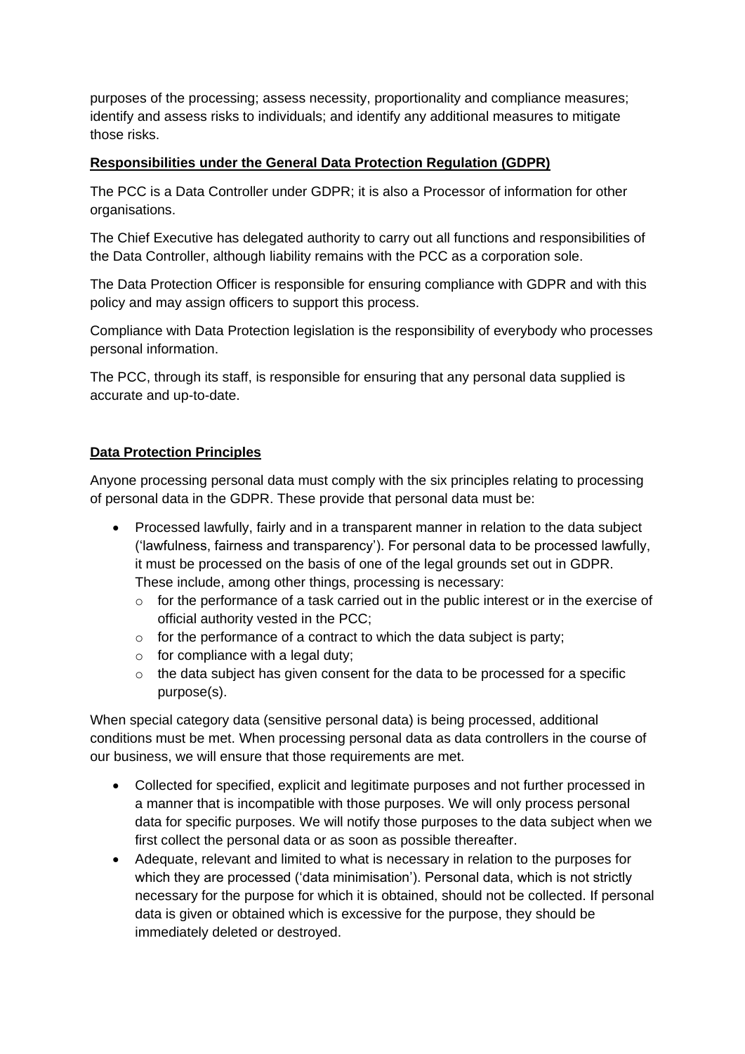purposes of the processing; assess necessity, proportionality and compliance measures; identify and assess risks to individuals; and identify any additional measures to mitigate those risks.

**Responsibilities under the General Data Protection Regulation (GDPR)**

The PCC is a Data Controller under GDPR; it is also a Processor of information for other organisations.

The Chief Executive has delegated authority to carry out all functions and responsibilities of the Data Controller, although liability remains with the PCC as a corporation sole.

The Data Protection Officer is responsible for ensuring compliance with GDPR and with this policy and may assign officers to support this process.

Compliance with Data Protection legislation is the responsibility of everybody who processes personal information.

The PCC, through its staff, is responsible for ensuring that any personal data supplied is accurate and up-to-date.

**Data Protection Principles**

Anyone processing personal data must comply with the six principles relating to processing of personal data in the GDPR. These provide that personal data must be:

- Processed lawfully, fairly and in a transparent manner in relation to the data subject ('lawfulness, fairness and transparency'). For personal data to be processed lawfully, it must be processed on the basis of one of the legal grounds set out in GDPR. These include, among other things, processing is necessary:
  - for the performance of a task carried out in the public interest or in the exercise of official authority vested in the PCC;
  - for the performance of a contract to which the data subject is party;
  - for compliance with a legal duty;
  - the data subject has given consent for the data to be processed for a specific purpose(s).

When special category data (sensitive personal data) is being processed, additional conditions must be met. When processing personal data as data controllers in the course of our business, we will ensure that those requirements are met.

- Collected for specified, explicit and legitimate purposes and not further processed in a manner that is incompatible with those purposes. We will only process personal data for specific purposes. We will notify those purposes to the data subject when we first collect the personal data or as soon as possible thereafter.
- Adequate, relevant and limited to what is necessary in relation to the purposes for which they are processed ('data minimisation'). Personal data, which is not strictly necessary for the purpose for which it is obtained, should not be collected. If personal data is given or obtained which is excessive for the purpose, they should be immediately deleted or destroyed.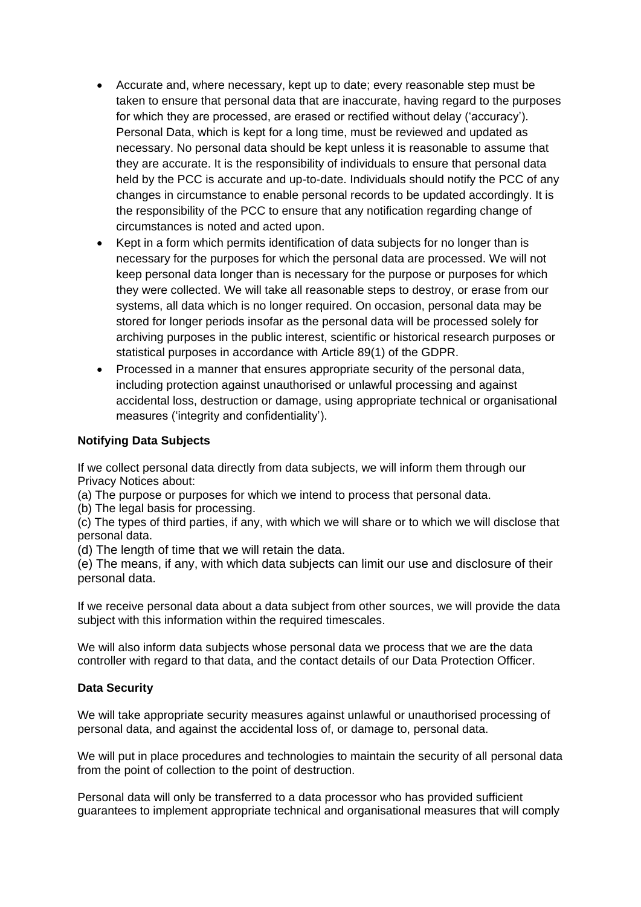- Accurate and, where necessary, kept up to date; every reasonable step must be taken to ensure that personal data that are inaccurate, having regard to the purposes for which they are processed, are erased or rectified without delay ('accuracy'). Personal Data, which is kept for a long time, must be reviewed and updated as necessary. No personal data should be kept unless it is reasonable to assume that they are accurate. It is the responsibility of individuals to ensure that personal data held by the PCC is accurate and up-to-date. Individuals should notify the PCC of any changes in circumstance to enable personal records to be updated accordingly. It is the responsibility of the PCC to ensure that any notification regarding change of circumstances is noted and acted upon.
- Kept in a form which permits identification of data subjects for no longer than is necessary for the purposes for which the personal data are processed. We will not keep personal data longer than is necessary for the purpose or purposes for which they were collected. We will take all reasonable steps to destroy, or erase from our systems, all data which is no longer required. On occasion, personal data may be stored for longer periods insofar as the personal data will be processed solely for archiving purposes in the public interest, scientific or historical research purposes or statistical purposes in accordance with Article 89(1) of the GDPR.
- Processed in a manner that ensures appropriate security of the personal data, including protection against unauthorised or unlawful processing and against accidental loss, destruction or damage, using appropriate technical or organisational measures ('integrity and confidentiality').

**Notifying Data Subjects**

If we collect personal data directly from data subjects, we will inform them through our Privacy Notices about:

(a) The purpose or purposes for which we intend to process that personal data.
(b) The legal basis for processing.
(c) The types of third parties, if any, with which we will share or to which we will disclose that personal data.
(d) The length of time that we will retain the data.
(e) The means, if any, with which data subjects can limit our use and disclosure of their personal data.

If we receive personal data about a data subject from other sources, we will provide the data subject with this information within the required timescales.

We will also inform data subjects whose personal data we process that we are the data controller with regard to that data, and the contact details of our Data Protection Officer.

**Data Security**

We will take appropriate security measures against unlawful or unauthorised processing of personal data, and against the accidental loss of, or damage to, personal data.

We will put in place procedures and technologies to maintain the security of all personal data from the point of collection to the point of destruction.

Personal data will only be transferred to a data processor who has provided sufficient guarantees to implement appropriate technical and organisational measures that will comply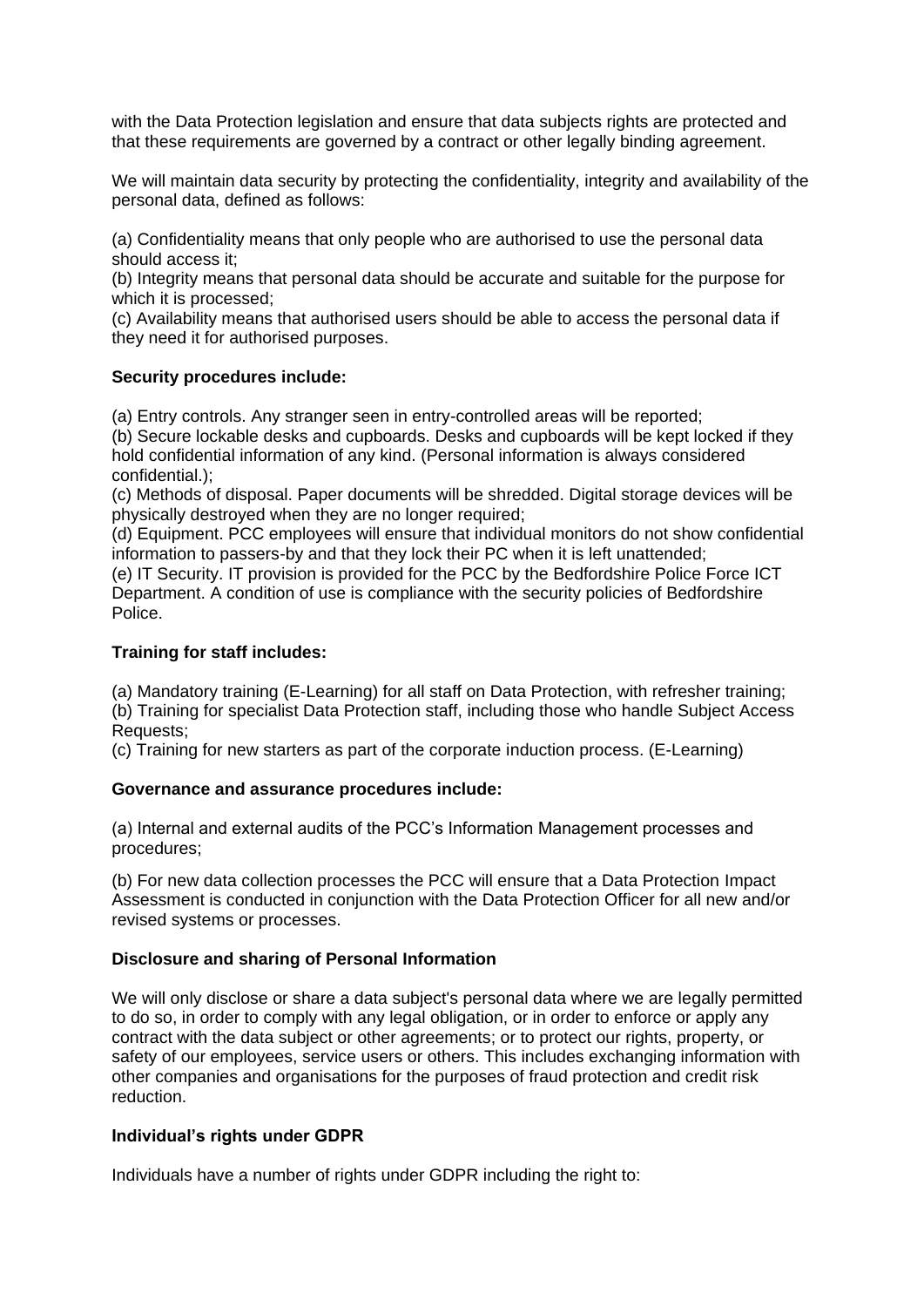with the Data Protection legislation and ensure that data subjects rights are protected and that these requirements are governed by a contract or other legally binding agreement.

We will maintain data security by protecting the confidentiality, integrity and availability of the personal data, defined as follows:

(a) Confidentiality means that only people who are authorised to use the personal data should access it;
(b) Integrity means that personal data should be accurate and suitable for the purpose for which it is processed;
(c) Availability means that authorised users should be able to access the personal data if they need it for authorised purposes.

**Security procedures include:**

(a) Entry controls. Any stranger seen in entry-controlled areas will be reported;
(b) Secure lockable desks and cupboards. Desks and cupboards will be kept locked if they hold confidential information of any kind. (Personal information is always considered confidential.);
(c) Methods of disposal. Paper documents will be shredded. Digital storage devices will be physically destroyed when they are no longer required;
(d) Equipment. PCC employees will ensure that individual monitors do not show confidential information to passers-by and that they lock their PC when it is left unattended;
(e) IT Security. IT provision is provided for the PCC by the Bedfordshire Police Force ICT Department. A condition of use is compliance with the security policies of Bedfordshire Police.

**Training for staff includes:**

(a) Mandatory training (E-Learning) for all staff on Data Protection, with refresher training;
(b) Training for specialist Data Protection staff, including those who handle Subject Access Requests;
(c) Training for new starters as part of the corporate induction process. (E-Learning)

**Governance and assurance procedures include:**

(a) Internal and external audits of the PCC's Information Management processes and procedures;

(b) For new data collection processes the PCC will ensure that a Data Protection Impact Assessment is conducted in conjunction with the Data Protection Officer for all new and/or revised systems or processes.

**Disclosure and sharing of Personal Information**

We will only disclose or share a data subject's personal data where we are legally permitted to do so, in order to comply with any legal obligation, or in order to enforce or apply any contract with the data subject or other agreements; or to protect our rights, property, or safety of our employees, service users or others. This includes exchanging information with other companies and organisations for the purposes of fraud protection and credit risk reduction.

**Individual's rights under GDPR**

Individuals have a number of rights under GDPR including the right to: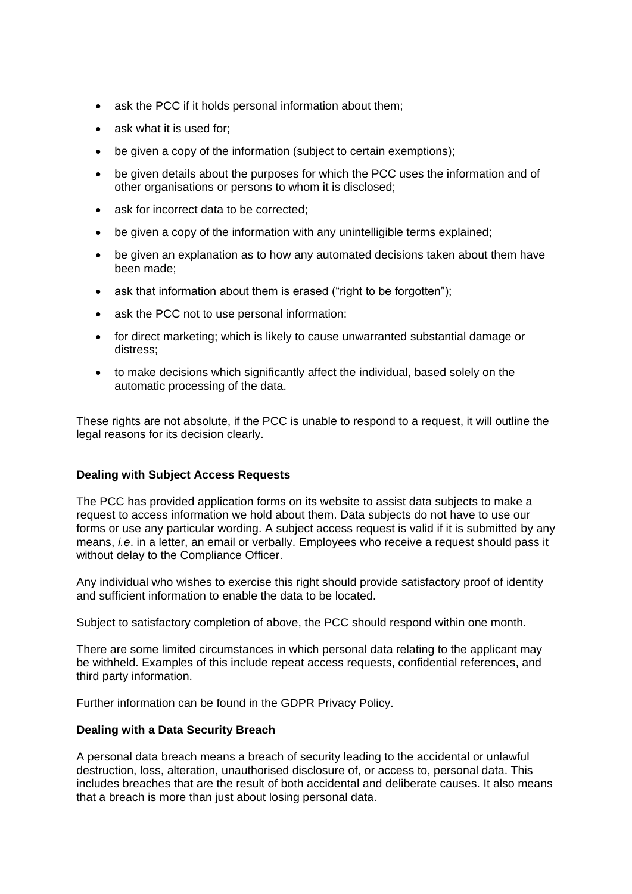- ask the PCC if it holds personal information about them;
- ask what it is used for;
- be given a copy of the information (subject to certain exemptions);
- be given details about the purposes for which the PCC uses the information and of other organisations or persons to whom it is disclosed;
- ask for incorrect data to be corrected;
- be given a copy of the information with any unintelligible terms explained;
- be given an explanation as to how any automated decisions taken about them have been made;
- ask that information about them is erased ("right to be forgotten");
- ask the PCC not to use personal information:
- for direct marketing; which is likely to cause unwarranted substantial damage or distress;
- to make decisions which significantly affect the individual, based solely on the automatic processing of the data.

These rights are not absolute, if the PCC is unable to respond to a request, it will outline the legal reasons for its decision clearly.

**Dealing with Subject Access Requests**

The PCC has provided application forms on its website to assist data subjects to make a request to access information we hold about them. Data subjects do not have to use our forms or use any particular wording. A subject access request is valid if it is submitted by any means, *i.e*. in a letter, an email or verbally. Employees who receive a request should pass it without delay to the Compliance Officer.

Any individual who wishes to exercise this right should provide satisfactory proof of identity and sufficient information to enable the data to be located.

Subject to satisfactory completion of above, the PCC should respond within one month.

There are some limited circumstances in which personal data relating to the applicant may be withheld. Examples of this include repeat access requests, confidential references, and third party information.

Further information can be found in the GDPR Privacy Policy.

**Dealing with a Data Security Breach**

A personal data breach means a breach of security leading to the accidental or unlawful destruction, loss, alteration, unauthorised disclosure of, or access to, personal data. This includes breaches that are the result of both accidental and deliberate causes. It also means that a breach is more than just about losing personal data.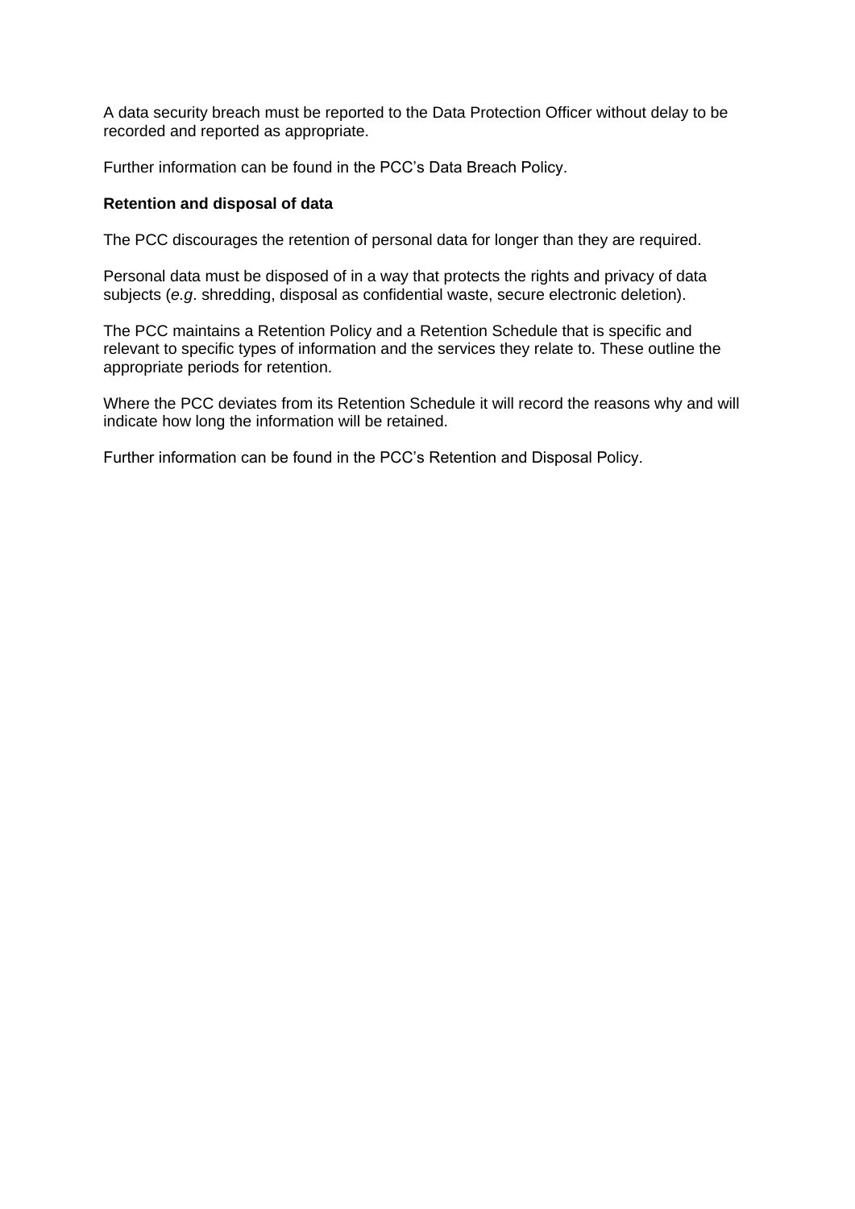A data security breach must be reported to the Data Protection Officer without delay to be recorded and reported as appropriate.

Further information can be found in the PCC's Data Breach Policy.

**Retention and disposal of data**

The PCC discourages the retention of personal data for longer than they are required.

Personal data must be disposed of in a way that protects the rights and privacy of data subjects (*e.g*. shredding, disposal as confidential waste, secure electronic deletion).

The PCC maintains a Retention Policy and a Retention Schedule that is specific and relevant to specific types of information and the services they relate to. These outline the appropriate periods for retention.

Where the PCC deviates from its Retention Schedule it will record the reasons why and will indicate how long the information will be retained.

Further information can be found in the PCC's Retention and Disposal Policy.